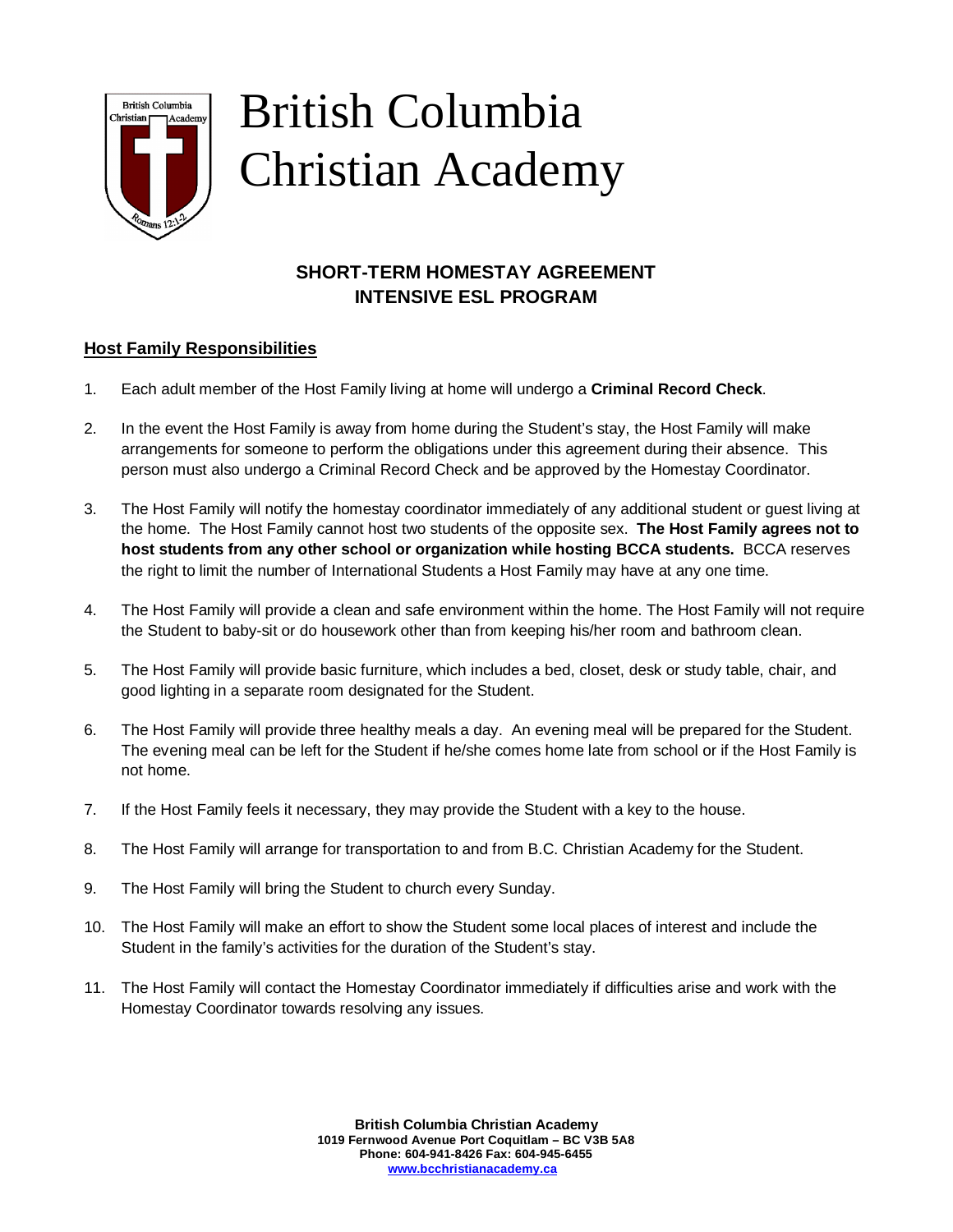# British Columbia Christian Academy

## SHORT-TERM HOMESTAY AGREEMENT
## INTENSIVE ESL PROGRAM

### Host Family Responsibilities

1. Each adult member of the Host Family living at home will undergo a **Criminal Record Check**.

2. In the event the Host Family is away from home during the Student's stay, the Host Family will make arrangements for someone to perform the obligations under this agreement during their absence. This person must also undergo a Criminal Record Check and be approved by the Homestay Coordinator.

3. The Host Family will notify the homestay coordinator immediately of any additional student or guest living at the home. The Host Family cannot host two students of the opposite sex. **The Host Family agrees not to host students from any other school or organization while hosting BCCA students.** BCCA reserves the right to limit the number of International Students a Host Family may have at any one time.

4. The Host Family will provide a clean and safe environment within the home. The Host Family will not require the Student to baby-sit or do housework other than from keeping his/her room and bathroom clean.

5. The Host Family will provide basic furniture, which includes a bed, closet, desk or study table, chair, and good lighting in a separate room designated for the Student.

6. The Host Family will provide three healthy meals a day. An evening meal will be prepared for the Student. The evening meal can be left for the Student if he/she comes home late from school or if the Host Family is not home.

7. If the Host Family feels it necessary, they may provide the Student with a key to the house.

8. The Host Family will arrange for transportation to and from B.C. Christian Academy for the Student.

9. The Host Family will bring the Student to church every Sunday.

10. The Host Family will make an effort to show the Student some local places of interest and include the Student in the family's activities for the duration of the Student's stay.

11. The Host Family will contact the Homestay Coordinator immediately if difficulties arise and work with the Homestay Coordinator towards resolving any issues.

**British Columbia Christian Academy**
**1019 Fernwood Avenue Port Coquitlam – BC V3B 5A8**
**Phone: 604-941-8426 Fax: 604-945-6455**
**www.bcchristianacademy.ca**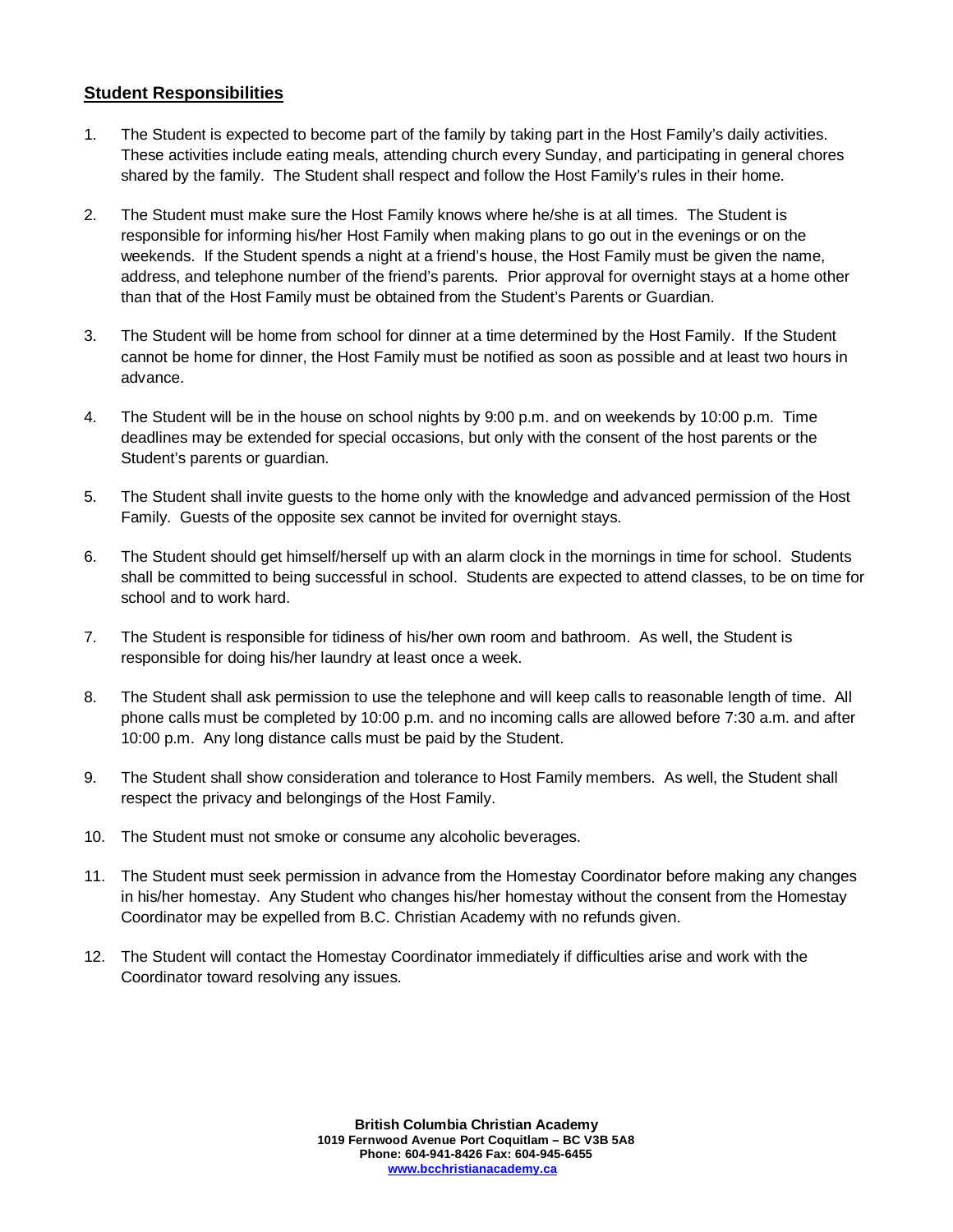## Student Responsibilities

1. The Student is expected to become part of the family by taking part in the Host Family's daily activities. These activities include eating meals, attending church every Sunday, and participating in general chores shared by the family. The Student shall respect and follow the Host Family's rules in their home.
2. The Student must make sure the Host Family knows where he/she is at all times. The Student is responsible for informing his/her Host Family when making plans to go out in the evenings or on the weekends. If the Student spends a night at a friend's house, the Host Family must be given the name, address, and telephone number of the friend's parents. Prior approval for overnight stays at a home other than that of the Host Family must be obtained from the Student's Parents or Guardian.
3. The Student will be home from school for dinner at a time determined by the Host Family. If the Student cannot be home for dinner, the Host Family must be notified as soon as possible and at least two hours in advance.
4. The Student will be in the house on school nights by 9:00 p.m. and on weekends by 10:00 p.m. Time deadlines may be extended for special occasions, but only with the consent of the host parents or the Student's parents or guardian.
5. The Student shall invite guests to the home only with the knowledge and advanced permission of the Host Family. Guests of the opposite sex cannot be invited for overnight stays.
6. The Student should get himself/herself up with an alarm clock in the mornings in time for school. Students shall be committed to being successful in school. Students are expected to attend classes, to be on time for school and to work hard.
7. The Student is responsible for tidiness of his/her own room and bathroom. As well, the Student is responsible for doing his/her laundry at least once a week.
8. The Student shall ask permission to use the telephone and will keep calls to reasonable length of time. All phone calls must be completed by 10:00 p.m. and no incoming calls are allowed before 7:30 a.m. and after 10:00 p.m. Any long distance calls must be paid by the Student.
9. The Student shall show consideration and tolerance to Host Family members. As well, the Student shall respect the privacy and belongings of the Host Family.
10. The Student must not smoke or consume any alcoholic beverages.
11. The Student must seek permission in advance from the Homestay Coordinator before making any changes in his/her homestay. Any Student who changes his/her homestay without the consent from the Homestay Coordinator may be expelled from B.C. Christian Academy with no refunds given.
12. The Student will contact the Homestay Coordinator immediately if difficulties arise and work with the Coordinator toward resolving any issues.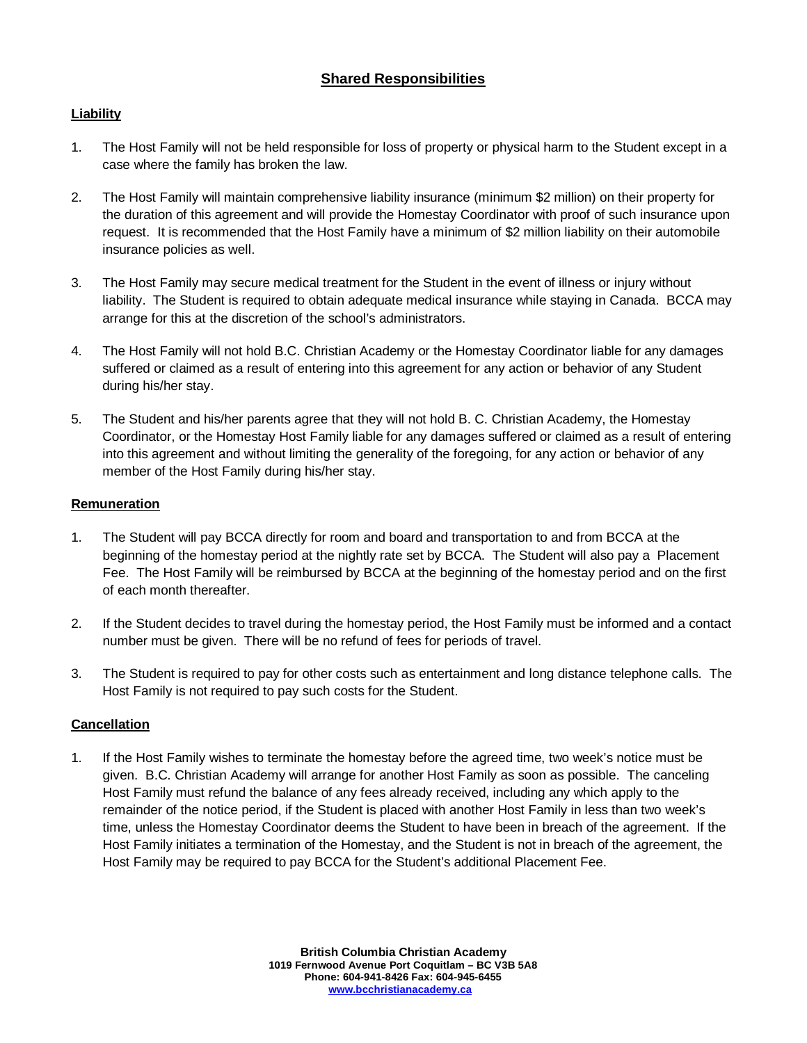## Shared Responsibilities

### Liability

1. The Host Family will not be held responsible for loss of property or physical harm to the Student except in a case where the family has broken the law.

2. The Host Family will maintain comprehensive liability insurance (minimum $2 million) on their property for the duration of this agreement and will provide the Homestay Coordinator with proof of such insurance upon request. It is recommended that the Host Family have a minimum of $2 million liability on their automobile insurance policies as well.

3. The Host Family may secure medical treatment for the Student in the event of illness or injury without liability. The Student is required to obtain adequate medical insurance while staying in Canada. BCCA may arrange for this at the discretion of the school's administrators.

4. The Host Family will not hold B.C. Christian Academy or the Homestay Coordinator liable for any damages suffered or claimed as a result of entering into this agreement for any action or behavior of any Student during his/her stay.

5. The Student and his/her parents agree that they will not hold B. C. Christian Academy, the Homestay Coordinator, or the Homestay Host Family liable for any damages suffered or claimed as a result of entering into this agreement and without limiting the generality of the foregoing, for any action or behavior of any member of the Host Family during his/her stay.

### Remuneration

1. The Student will pay BCCA directly for room and board and transportation to and from BCCA at the beginning of the homestay period at the nightly rate set by BCCA. The Student will also pay a Placement Fee. The Host Family will be reimbursed by BCCA at the beginning of the homestay period and on the first of each month thereafter.

2. If the Student decides to travel during the homestay period, the Host Family must be informed and a contact number must be given. There will be no refund of fees for periods of travel.

3. The Student is required to pay for other costs such as entertainment and long distance telephone calls. The Host Family is not required to pay such costs for the Student.

### Cancellation

1. If the Host Family wishes to terminate the homestay before the agreed time, two week's notice must be given. B.C. Christian Academy will arrange for another Host Family as soon as possible. The canceling Host Family must refund the balance of any fees already received, including any which apply to the remainder of the notice period, if the Student is placed with another Host Family in less than two week's time, unless the Homestay Coordinator deems the Student to have been in breach of the agreement. If the Host Family initiates a termination of the Homestay, and the Student is not in breach of the agreement, the Host Family may be required to pay BCCA for the Student's additional Placement Fee.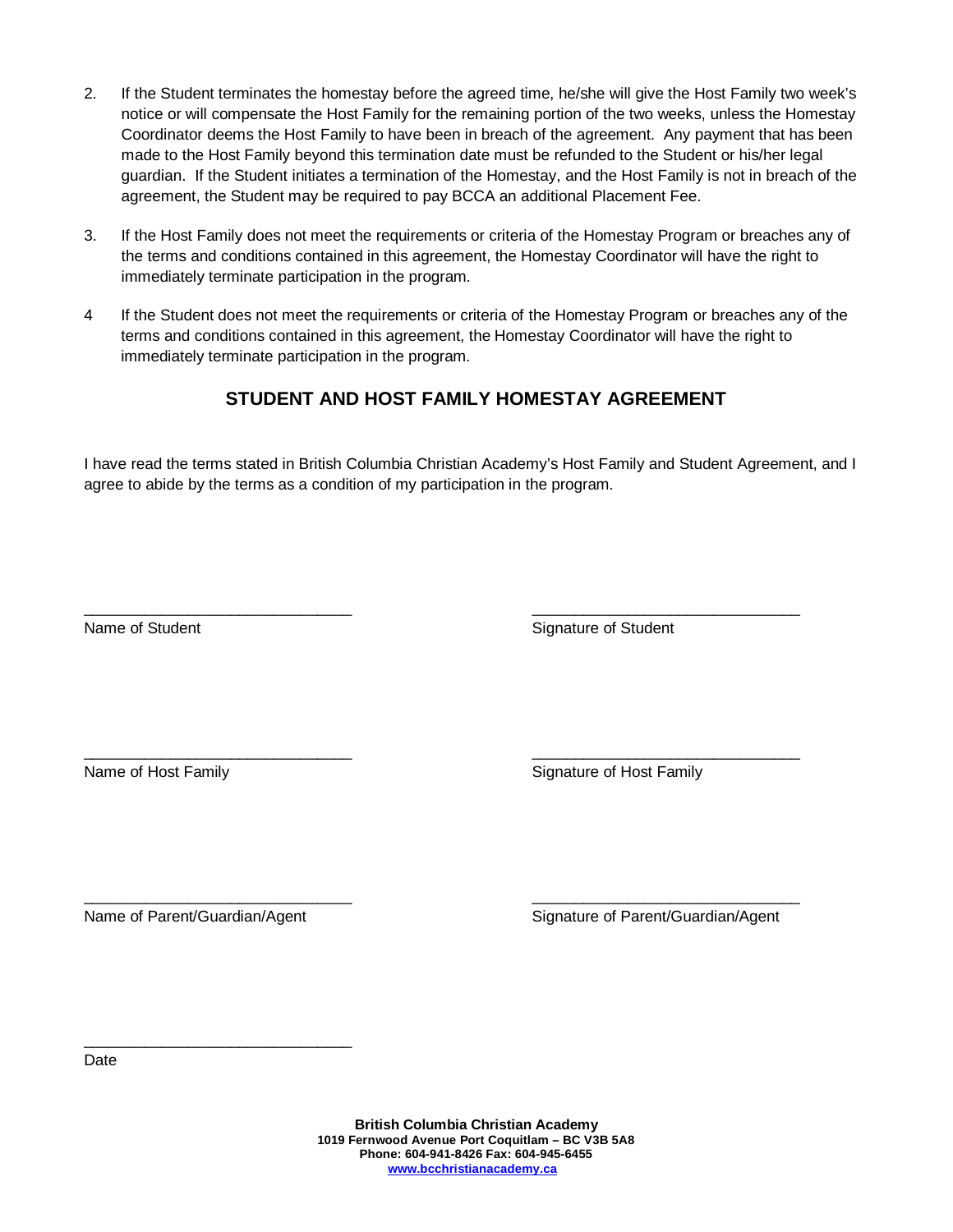2. If the Student terminates the homestay before the agreed time, he/she will give the Host Family two week's notice or will compensate the Host Family for the remaining portion of the two weeks, unless the Homestay Coordinator deems the Host Family to have been in breach of the agreement. Any payment that has been made to the Host Family beyond this termination date must be refunded to the Student or his/her legal guardian. If the Student initiates a termination of the Homestay, and the Host Family is not in breach of the agreement, the Student may be required to pay BCCA an additional Placement Fee.

3. If the Host Family does not meet the requirements or criteria of the Homestay Program or breaches any of the terms and conditions contained in this agreement, the Homestay Coordinator will have the right to immediately terminate participation in the program.

4 If the Student does not meet the requirements or criteria of the Homestay Program or breaches any of the terms and conditions contained in this agreement, the Homestay Coordinator will have the right to immediately terminate participation in the program.

## STUDENT AND HOST FAMILY HOMESTAY AGREEMENT

I have read the terms stated in British Columbia Christian Academy's Host Family and Student Agreement, and I agree to abide by the terms as a condition of my participation in the program.

_______________________________ _______________________________
Name of Student Signature of Student

_______________________________ _______________________________
Name of Host Family Signature of Host Family

_______________________________ _______________________________
Name of Parent/Guardian/Agent Signature of Parent/Guardian/Agent

_______________________________
Date

**British Columbia Christian Academy**
**1019 Fernwood Avenue Port Coquitlam – BC V3B 5A8**
**Phone: 604-941-8426 Fax: 604-945-6455**
**www.bcchristianacademy.ca**